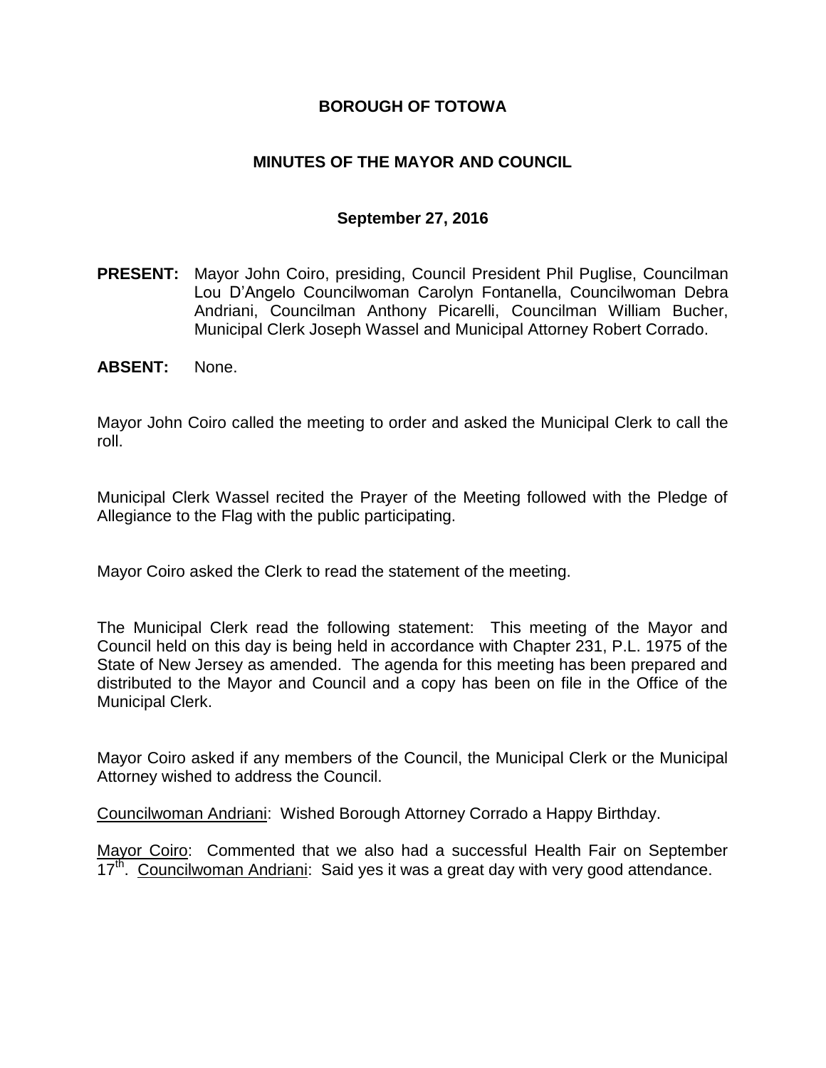# BOROUGH OF TOTOWA

## MINUTES OF THE MAYOR AND COUNCIL

### September 27, 2016

**PRESENT:** Mayor John Coiro, presiding, Council President Phil Puglise, Councilman Lou D'Angelo Councilwoman Carolyn Fontanella, Councilwoman Debra Andriani, Councilman Anthony Picarelli, Councilman William Bucher, Municipal Clerk Joseph Wassel and Municipal Attorney Robert Corrado.

**ABSENT:** None.

Mayor John Coiro called the meeting to order and asked the Municipal Clerk to call the roll.

Municipal Clerk Wassel recited the Prayer of the Meeting followed with the Pledge of Allegiance to the Flag with the public participating.

Mayor Coiro asked the Clerk to read the statement of the meeting.

The Municipal Clerk read the following statement: This meeting of the Mayor and Council held on this day is being held in accordance with Chapter 231, P.L. 1975 of the State of New Jersey as amended. The agenda for this meeting has been prepared and distributed to the Mayor and Council and a copy has been on file in the Office of the Municipal Clerk.

Mayor Coiro asked if any members of the Council, the Municipal Clerk or the Municipal Attorney wished to address the Council.

Councilwoman Andriani: Wished Borough Attorney Corrado a Happy Birthday.

Mayor Coiro: Commented that we also had a successful Health Fair on September 17th. Councilwoman Andriani: Said yes it was a great day with very good attendance.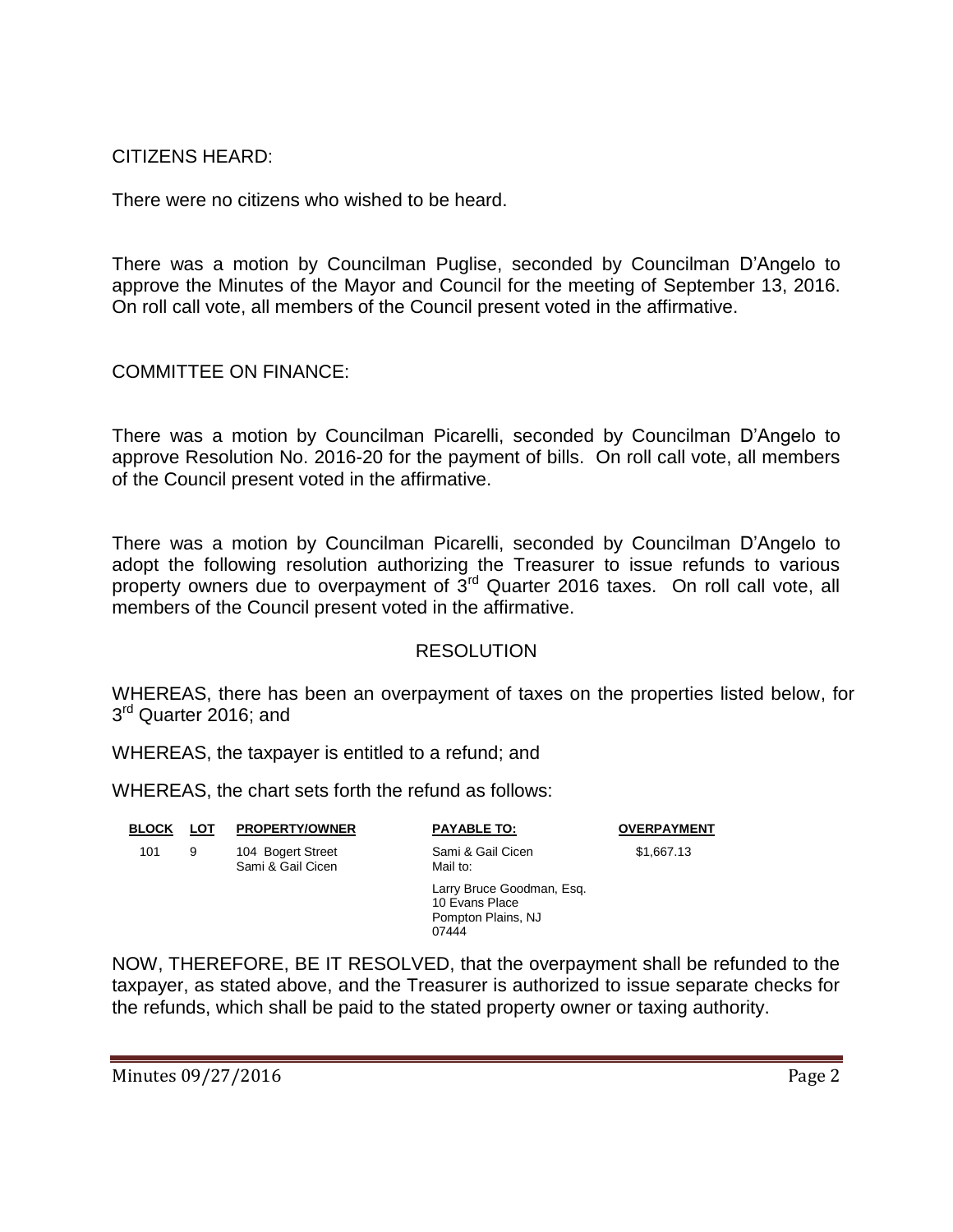CITIZENS HEARD:

There were no citizens who wished to be heard.

There was a motion by Councilman Puglise, seconded by Councilman D'Angelo to approve the Minutes of the Mayor and Council for the meeting of September 13, 2016. On roll call vote, all members of the Council present voted in the affirmative.

COMMITTEE ON FINANCE:

There was a motion by Councilman Picarelli, seconded by Councilman D'Angelo to approve Resolution No. 2016-20 for the payment of bills. On roll call vote, all members of the Council present voted in the affirmative.

There was a motion by Councilman Picarelli, seconded by Councilman D'Angelo to adopt the following resolution authorizing the Treasurer to issue refunds to various property owners due to overpayment of 3rd Quarter 2016 taxes. On roll call vote, all members of the Council present voted in the affirmative.

RESOLUTION

WHEREAS, there has been an overpayment of taxes on the properties listed below, for 3rd Quarter 2016; and

WHEREAS, the taxpayer is entitled to a refund; and

WHEREAS, the chart sets forth the refund as follows:

| BLOCK | LOT | PROPERTY/OWNER | PAYABLE TO: | OVERPAYMENT |
|---|---|---|---|---|
| 101 | 9 | 104 Bogert Street Sami & Gail Cicen | Sami & Gail Cicen Mail to: Larry Bruce Goodman, Esq. 10 Evans Place Pompton Plains, NJ 07444 | $1,667.13 |

NOW, THEREFORE, BE IT RESOLVED, that the overpayment shall be refunded to the taxpayer, as stated above, and the Treasurer is authorized to issue separate checks for the refunds, which shall be paid to the stated property owner or taxing authority.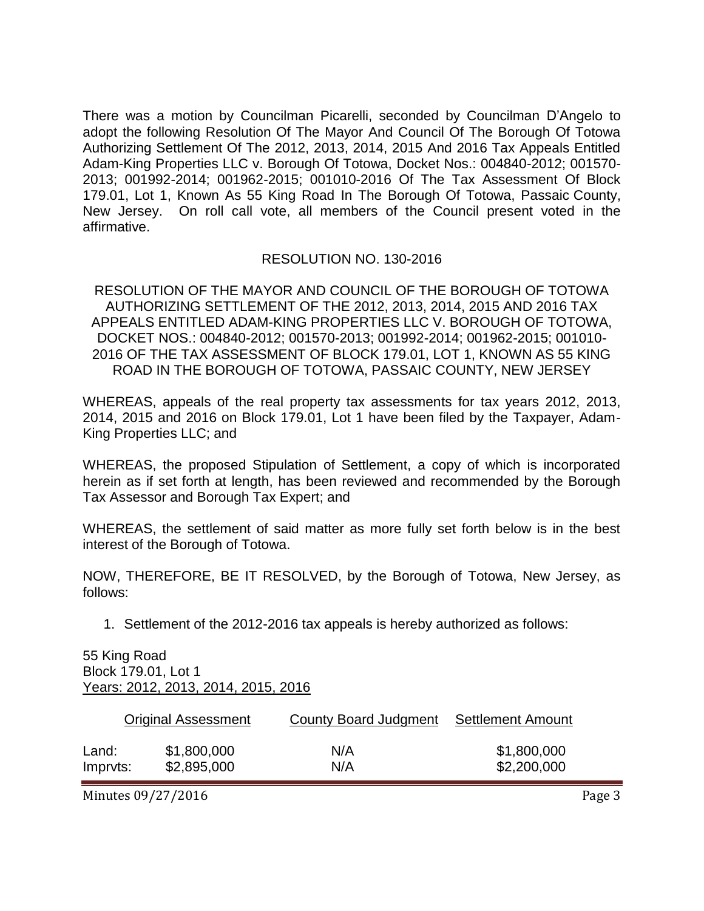There was a motion by Councilman Picarelli, seconded by Councilman D'Angelo to adopt the following Resolution Of The Mayor And Council Of The Borough Of Totowa Authorizing Settlement Of The 2012, 2013, 2014, 2015 And 2016 Tax Appeals Entitled Adam-King Properties LLC v. Borough Of Totowa, Docket Nos.: 004840-2012; 001570-2013; 001992-2014; 001962-2015; 001010-2016 Of The Tax Assessment Of Block 179.01, Lot 1, Known As 55 King Road In The Borough Of Totowa, Passaic County, New Jersey. On roll call vote, all members of the Council present voted in the affirmative.

RESOLUTION NO. 130-2016

RESOLUTION OF THE MAYOR AND COUNCIL OF THE BOROUGH OF TOTOWA AUTHORIZING SETTLEMENT OF THE 2012, 2013, 2014, 2015 AND 2016 TAX APPEALS ENTITLED ADAM-KING PROPERTIES LLC V. BOROUGH OF TOTOWA, DOCKET NOS.: 004840-2012; 001570-2013; 001992-2014; 001962-2015; 001010-2016 OF THE TAX ASSESSMENT OF BLOCK 179.01, LOT 1, KNOWN AS 55 KING ROAD IN THE BOROUGH OF TOTOWA, PASSAIC COUNTY, NEW JERSEY

WHEREAS, appeals of the real property tax assessments for tax years 2012, 2013, 2014, 2015 and 2016 on Block 179.01, Lot 1 have been filed by the Taxpayer, Adam-King Properties LLC; and

WHEREAS, the proposed Stipulation of Settlement, a copy of which is incorporated herein as if set forth at length, has been reviewed and recommended by the Borough Tax Assessor and Borough Tax Expert; and

WHEREAS, the settlement of said matter as more fully set forth below is in the best interest of the Borough of Totowa.

NOW, THEREFORE, BE IT RESOLVED, by the Borough of Totowa, New Jersey, as follows:

1. Settlement of the 2012-2016 tax appeals is hereby authorized as follows:

55 King Road
Block 179.01, Lot 1
Years: 2012, 2013, 2014, 2015, 2016

| | Original Assessment | County Board Judgment | Settlement Amount |
|---|---|---|---|
| Land: | $1,800,000 | N/A | $1,800,000 |
| Imprvts: | $2,895,000 | N/A | $2,200,000 |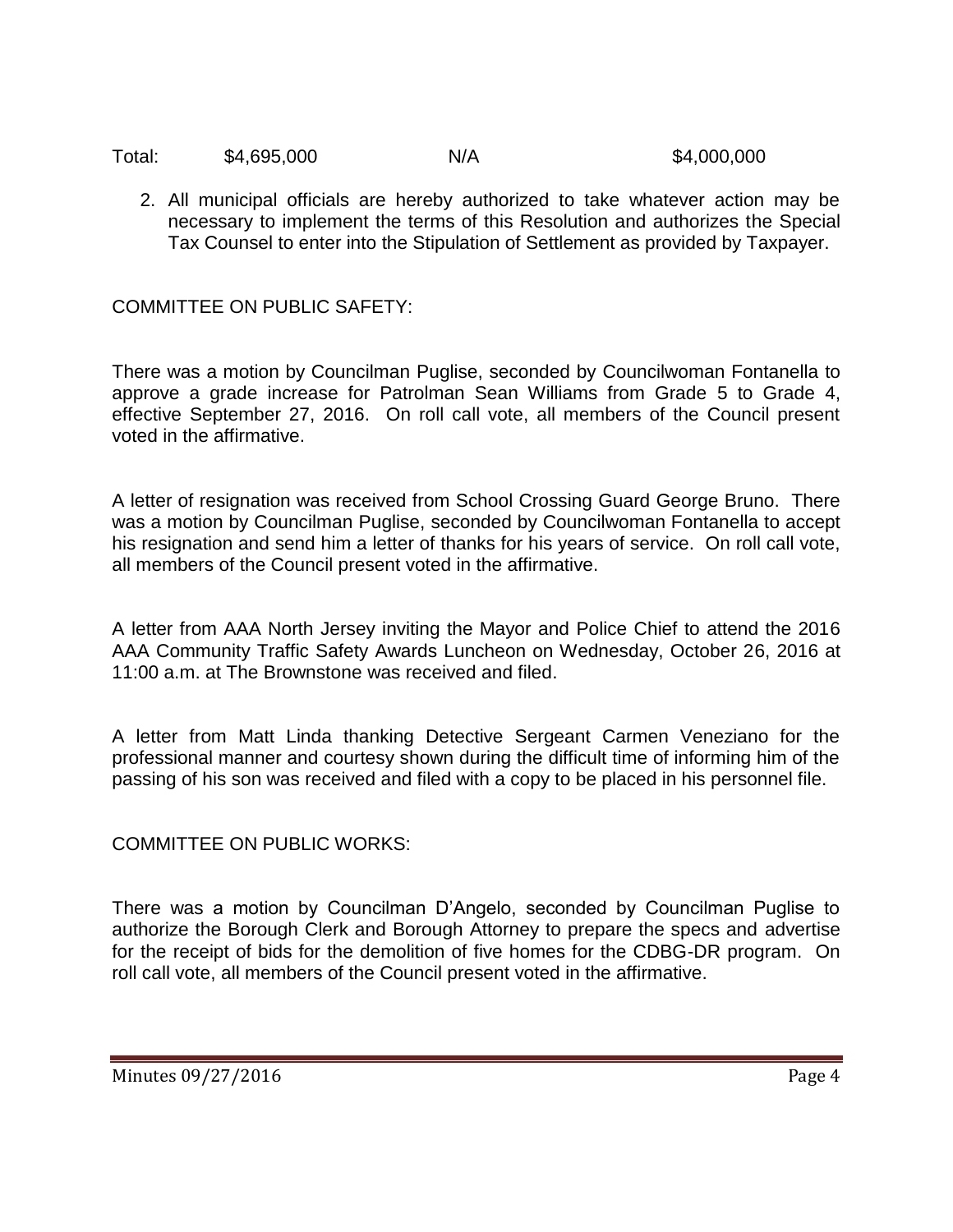| Total: | $4,695,000 | N/A | $4,000,000 |
|---|---|---|---|

2. All municipal officials are hereby authorized to take whatever action may be necessary to implement the terms of this Resolution and authorizes the Special Tax Counsel to enter into the Stipulation of Settlement as provided by Taxpayer.

COMMITTEE ON PUBLIC SAFETY:

There was a motion by Councilman Puglise, seconded by Councilwoman Fontanella to approve a grade increase for Patrolman Sean Williams from Grade 5 to Grade 4, effective September 27, 2016. On roll call vote, all members of the Council present voted in the affirmative.

A letter of resignation was received from School Crossing Guard George Bruno. There was a motion by Councilman Puglise, seconded by Councilwoman Fontanella to accept his resignation and send him a letter of thanks for his years of service. On roll call vote, all members of the Council present voted in the affirmative.

A letter from AAA North Jersey inviting the Mayor and Police Chief to attend the 2016 AAA Community Traffic Safety Awards Luncheon on Wednesday, October 26, 2016 at 11:00 a.m. at The Brownstone was received and filed.

A letter from Matt Linda thanking Detective Sergeant Carmen Veneziano for the professional manner and courtesy shown during the difficult time of informing him of the passing of his son was received and filed with a copy to be placed in his personnel file.

COMMITTEE ON PUBLIC WORKS:

There was a motion by Councilman D'Angelo, seconded by Councilman Puglise to authorize the Borough Clerk and Borough Attorney to prepare the specs and advertise for the receipt of bids for the demolition of five homes for the CDBG-DR program. On roll call vote, all members of the Council present voted in the affirmative.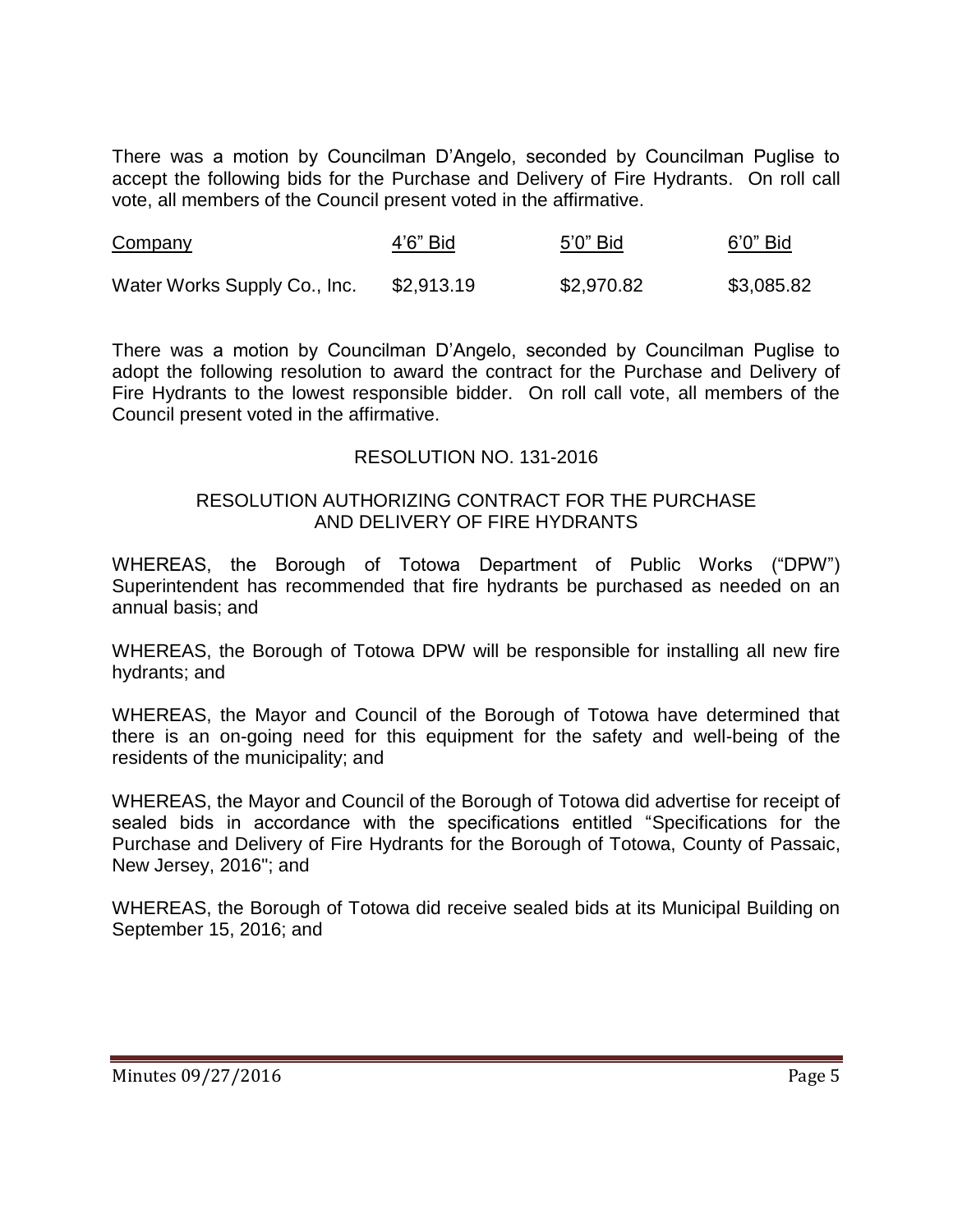There was a motion by Councilman D'Angelo, seconded by Councilman Puglise to accept the following bids for the Purchase and Delivery of Fire Hydrants. On roll call vote, all members of the Council present voted in the affirmative.

| Company | 4'6" Bid | 5'0" Bid | 6'0" Bid |
|---|---|---|---|
| Water Works Supply Co., Inc. | $2,913.19 | $2,970.82 | $3,085.82 |

There was a motion by Councilman D'Angelo, seconded by Councilman Puglise to adopt the following resolution to award the contract for the Purchase and Delivery of Fire Hydrants to the lowest responsible bidder. On roll call vote, all members of the Council present voted in the affirmative.

RESOLUTION NO. 131-2016

RESOLUTION AUTHORIZING CONTRACT FOR THE PURCHASE AND DELIVERY OF FIRE HYDRANTS

WHEREAS, the Borough of Totowa Department of Public Works ("DPW") Superintendent has recommended that fire hydrants be purchased as needed on an annual basis; and

WHEREAS, the Borough of Totowa DPW will be responsible for installing all new fire hydrants; and

WHEREAS, the Mayor and Council of the Borough of Totowa have determined that there is an on-going need for this equipment for the safety and well-being of the residents of the municipality; and

WHEREAS, the Mayor and Council of the Borough of Totowa did advertise for receipt of sealed bids in accordance with the specifications entitled "Specifications for the Purchase and Delivery of Fire Hydrants for the Borough of Totowa, County of Passaic, New Jersey, 2016"; and

WHEREAS, the Borough of Totowa did receive sealed bids at its Municipal Building on September 15, 2016; and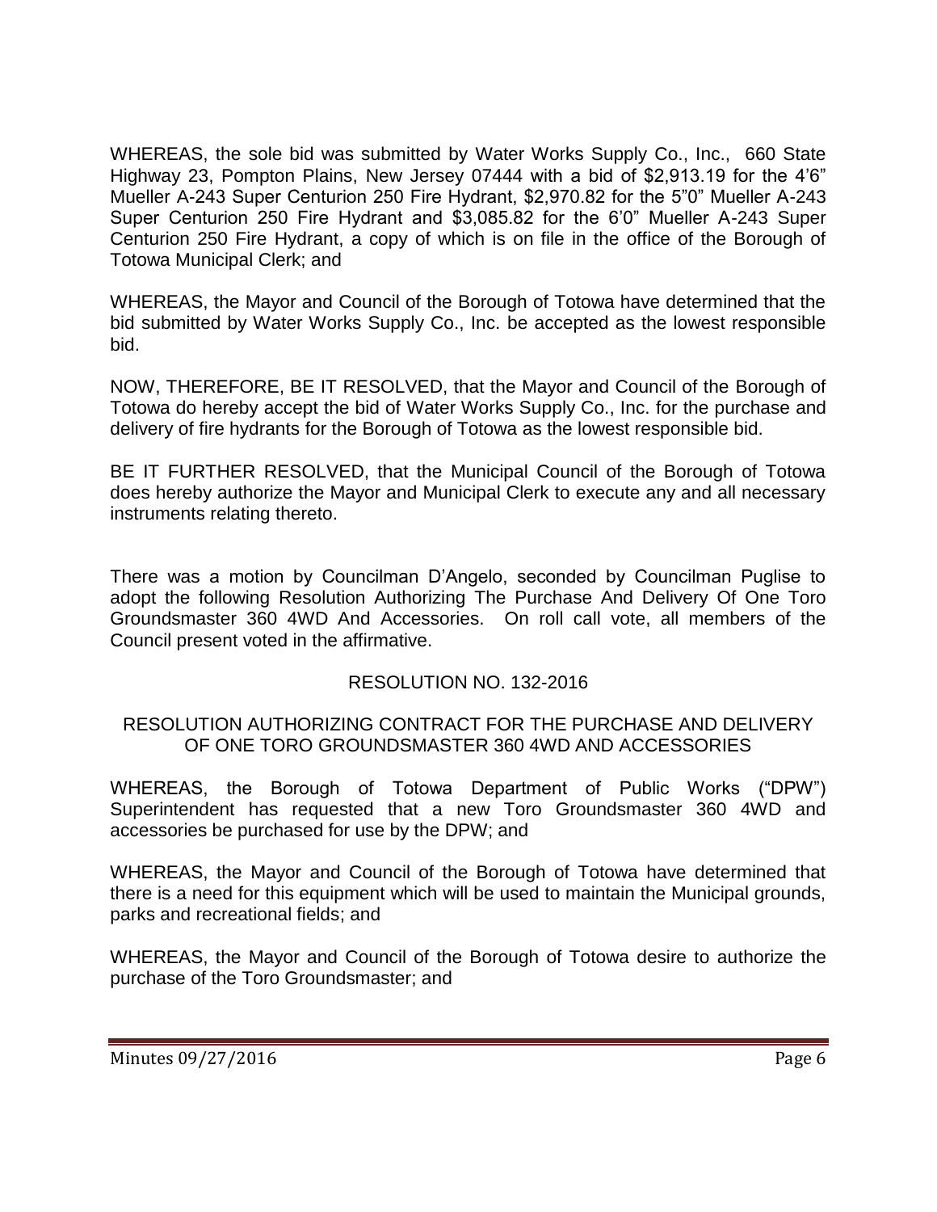WHEREAS, the sole bid was submitted by Water Works Supply Co., Inc., 660 State Highway 23, Pompton Plains, New Jersey 07444 with a bid of $2,913.19 for the 4'6" Mueller A-243 Super Centurion 250 Fire Hydrant, $2,970.82 for the 5"0" Mueller A-243 Super Centurion 250 Fire Hydrant and $3,085.82 for the 6'0" Mueller A-243 Super Centurion 250 Fire Hydrant, a copy of which is on file in the office of the Borough of Totowa Municipal Clerk; and

WHEREAS, the Mayor and Council of the Borough of Totowa have determined that the bid submitted by Water Works Supply Co., Inc. be accepted as the lowest responsible bid.

NOW, THEREFORE, BE IT RESOLVED, that the Mayor and Council of the Borough of Totowa do hereby accept the bid of Water Works Supply Co., Inc. for the purchase and delivery of fire hydrants for the Borough of Totowa as the lowest responsible bid.

BE IT FURTHER RESOLVED, that the Municipal Council of the Borough of Totowa does hereby authorize the Mayor and Municipal Clerk to execute any and all necessary instruments relating thereto.

There was a motion by Councilman D'Angelo, seconded by Councilman Puglise to adopt the following Resolution Authorizing The Purchase And Delivery Of One Toro Groundsmaster 360 4WD And Accessories. On roll call vote, all members of the Council present voted in the affirmative.

RESOLUTION NO. 132-2016

RESOLUTION AUTHORIZING CONTRACT FOR THE PURCHASE AND DELIVERY OF ONE TORO GROUNDSMASTER 360 4WD AND ACCESSORIES

WHEREAS, the Borough of Totowa Department of Public Works ("DPW") Superintendent has requested that a new Toro Groundsmaster 360 4WD and accessories be purchased for use by the DPW; and

WHEREAS, the Mayor and Council of the Borough of Totowa have determined that there is a need for this equipment which will be used to maintain the Municipal grounds, parks and recreational fields; and

WHEREAS, the Mayor and Council of the Borough of Totowa desire to authorize the purchase of the Toro Groundsmaster; and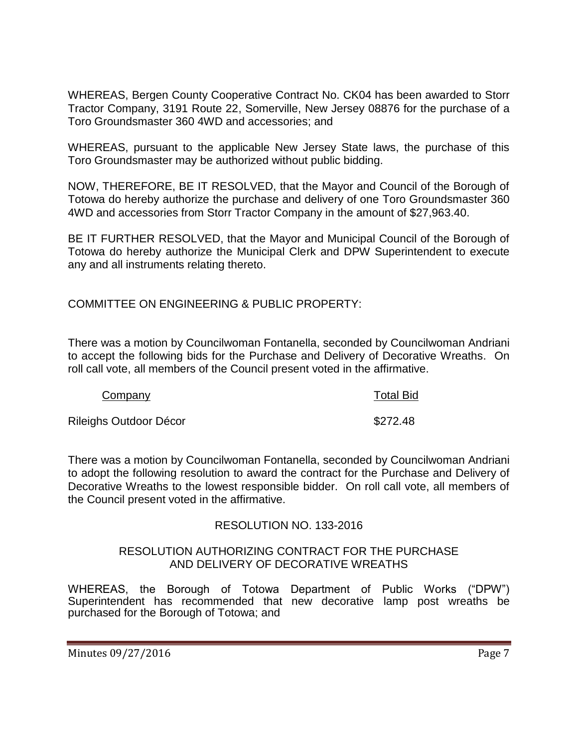WHEREAS, Bergen County Cooperative Contract No. CK04 has been awarded to Storr Tractor Company, 3191 Route 22, Somerville, New Jersey 08876 for the purchase of a Toro Groundsmaster 360 4WD and accessories; and

WHEREAS, pursuant to the applicable New Jersey State laws, the purchase of this Toro Groundsmaster may be authorized without public bidding.

NOW, THEREFORE, BE IT RESOLVED, that the Mayor and Council of the Borough of Totowa do hereby authorize the purchase and delivery of one Toro Groundsmaster 360 4WD and accessories from Storr Tractor Company in the amount of $27,963.40.

BE IT FURTHER RESOLVED, that the Mayor and Municipal Council of the Borough of Totowa do hereby authorize the Municipal Clerk and DPW Superintendent to execute any and all instruments relating thereto.

COMMITTEE ON ENGINEERING & PUBLIC PROPERTY:

There was a motion by Councilwoman Fontanella, seconded by Councilwoman Andriani to accept the following bids for the Purchase and Delivery of Decorative Wreaths. On roll call vote, all members of the Council present voted in the affirmative.

| Company | Total Bid |
| --- | --- |
| Rileighs Outdoor Décor | $272.48 |

There was a motion by Councilwoman Fontanella, seconded by Councilwoman Andriani to adopt the following resolution to award the contract for the Purchase and Delivery of Decorative Wreaths to the lowest responsible bidder. On roll call vote, all members of the Council present voted in the affirmative.

RESOLUTION NO. 133-2016

RESOLUTION AUTHORIZING CONTRACT FOR THE PURCHASE AND DELIVERY OF DECORATIVE WREATHS

WHEREAS, the Borough of Totowa Department of Public Works ("DPW") Superintendent has recommended that new decorative lamp post wreaths be purchased for the Borough of Totowa; and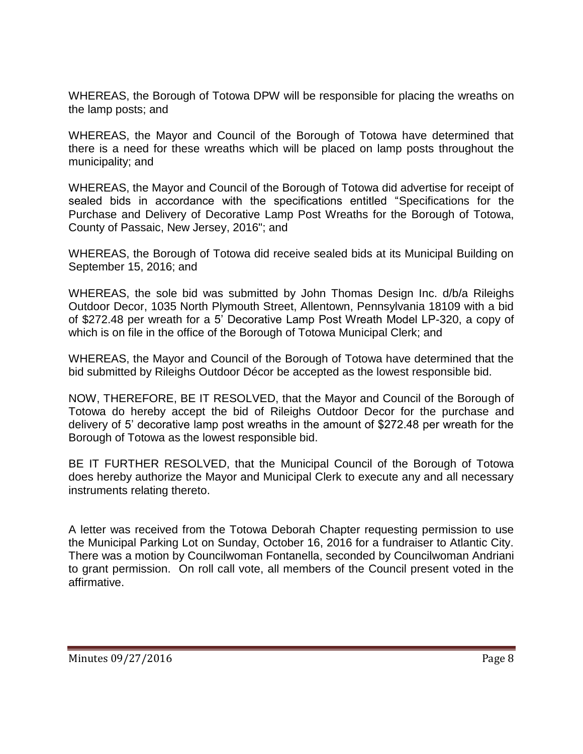WHEREAS, the Borough of Totowa DPW will be responsible for placing the wreaths on the lamp posts; and

WHEREAS, the Mayor and Council of the Borough of Totowa have determined that there is a need for these wreaths which will be placed on lamp posts throughout the municipality; and

WHEREAS, the Mayor and Council of the Borough of Totowa did advertise for receipt of sealed bids in accordance with the specifications entitled "Specifications for the Purchase and Delivery of Decorative Lamp Post Wreaths for the Borough of Totowa, County of Passaic, New Jersey, 2016"; and

WHEREAS, the Borough of Totowa did receive sealed bids at its Municipal Building on September 15, 2016; and

WHEREAS, the sole bid was submitted by John Thomas Design Inc. d/b/a Rileighs Outdoor Decor, 1035 North Plymouth Street, Allentown, Pennsylvania 18109 with a bid of $272.48 per wreath for a 5' Decorative Lamp Post Wreath Model LP-320, a copy of which is on file in the office of the Borough of Totowa Municipal Clerk; and

WHEREAS, the Mayor and Council of the Borough of Totowa have determined that the bid submitted by Rileighs Outdoor Décor be accepted as the lowest responsible bid.

NOW, THEREFORE, BE IT RESOLVED, that the Mayor and Council of the Borough of Totowa do hereby accept the bid of Rileighs Outdoor Decor for the purchase and delivery of 5' decorative lamp post wreaths in the amount of $272.48 per wreath for the Borough of Totowa as the lowest responsible bid.

BE IT FURTHER RESOLVED, that the Municipal Council of the Borough of Totowa does hereby authorize the Mayor and Municipal Clerk to execute any and all necessary instruments relating thereto.

A letter was received from the Totowa Deborah Chapter requesting permission to use the Municipal Parking Lot on Sunday, October 16, 2016 for a fundraiser to Atlantic City. There was a motion by Councilwoman Fontanella, seconded by Councilwoman Andriani to grant permission. On roll call vote, all members of the Council present voted in the affirmative.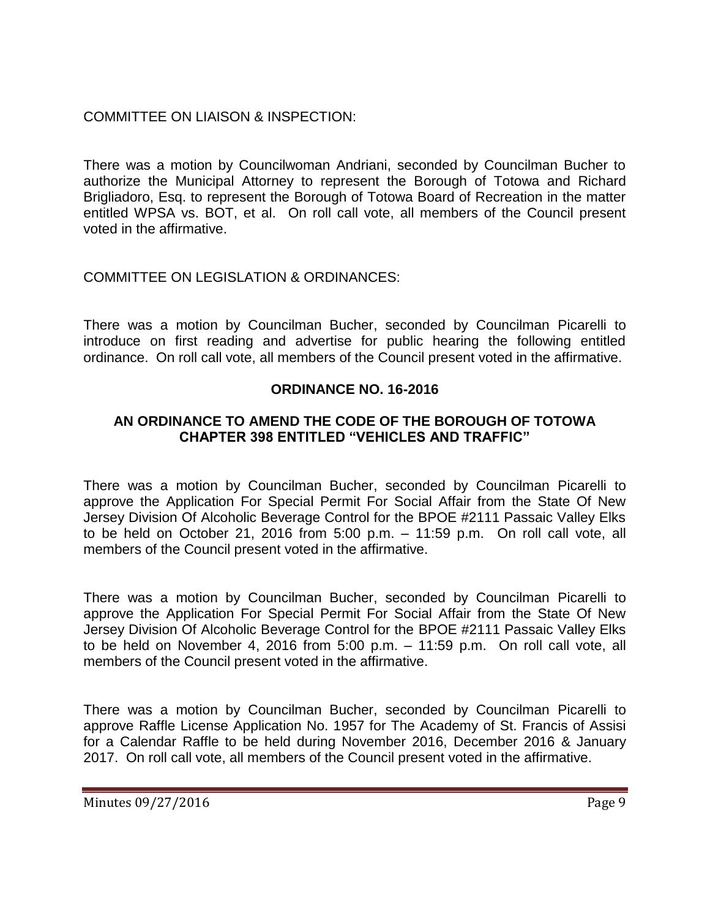COMMITTEE ON LIAISON & INSPECTION:

There was a motion by Councilwoman Andriani, seconded by Councilman Bucher to authorize the Municipal Attorney to represent the Borough of Totowa and Richard Brigliadoro, Esq. to represent the Borough of Totowa Board of Recreation in the matter entitled WPSA vs. BOT, et al. On roll call vote, all members of the Council present voted in the affirmative.

COMMITTEE ON LEGISLATION & ORDINANCES:

There was a motion by Councilman Bucher, seconded by Councilman Picarelli to introduce on first reading and advertise for public hearing the following entitled ordinance. On roll call vote, all members of the Council present voted in the affirmative.

**ORDINANCE NO. 16-2016**

**AN ORDINANCE TO AMEND THE CODE OF THE BOROUGH OF TOTOWA CHAPTER 398 ENTITLED "VEHICLES AND TRAFFIC"**

There was a motion by Councilman Bucher, seconded by Councilman Picarelli to approve the Application For Special Permit For Social Affair from the State Of New Jersey Division Of Alcoholic Beverage Control for the BPOE #2111 Passaic Valley Elks to be held on October 21, 2016 from 5:00 p.m. – 11:59 p.m. On roll call vote, all members of the Council present voted in the affirmative.

There was a motion by Councilman Bucher, seconded by Councilman Picarelli to approve the Application For Special Permit For Social Affair from the State Of New Jersey Division Of Alcoholic Beverage Control for the BPOE #2111 Passaic Valley Elks to be held on November 4, 2016 from 5:00 p.m. – 11:59 p.m. On roll call vote, all members of the Council present voted in the affirmative.

There was a motion by Councilman Bucher, seconded by Councilman Picarelli to approve Raffle License Application No. 1957 for The Academy of St. Francis of Assisi for a Calendar Raffle to be held during November 2016, December 2016 & January 2017. On roll call vote, all members of the Council present voted in the affirmative.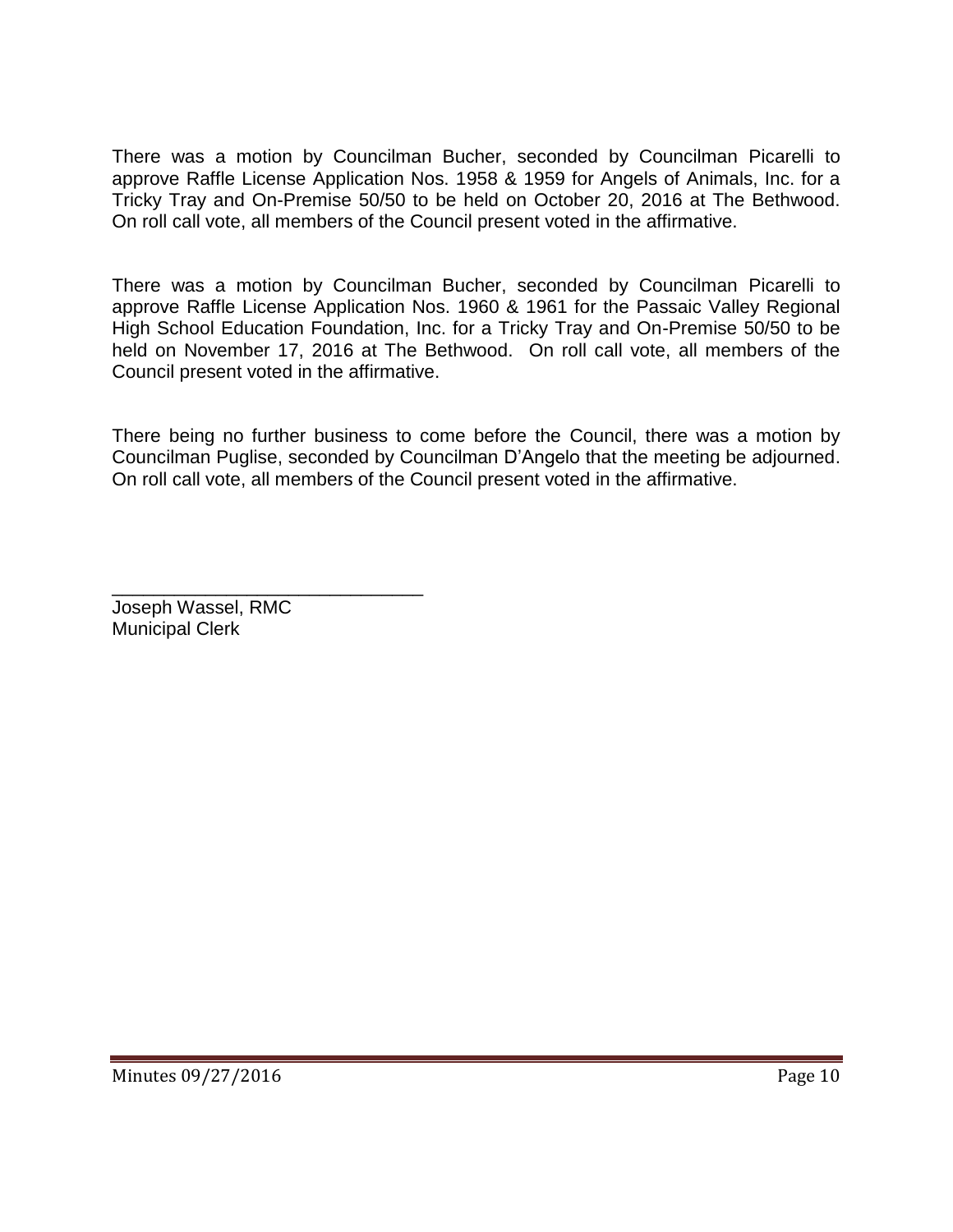There was a motion by Councilman Bucher, seconded by Councilman Picarelli to approve Raffle License Application Nos. 1958 & 1959 for Angels of Animals, Inc. for a Tricky Tray and On-Premise 50/50 to be held on October 20, 2016 at The Bethwood. On roll call vote, all members of the Council present voted in the affirmative.

There was a motion by Councilman Bucher, seconded by Councilman Picarelli to approve Raffle License Application Nos. 1960 & 1961 for the Passaic Valley Regional High School Education Foundation, Inc. for a Tricky Tray and On-Premise 50/50 to be held on November 17, 2016 at The Bethwood. On roll call vote, all members of the Council present voted in the affirmative.

There being no further business to come before the Council, there was a motion by Councilman Puglise, seconded by Councilman D'Angelo that the meeting be adjourned. On roll call vote, all members of the Council present voted in the affirmative.

______________________________
Joseph Wassel, RMC
Municipal Clerk